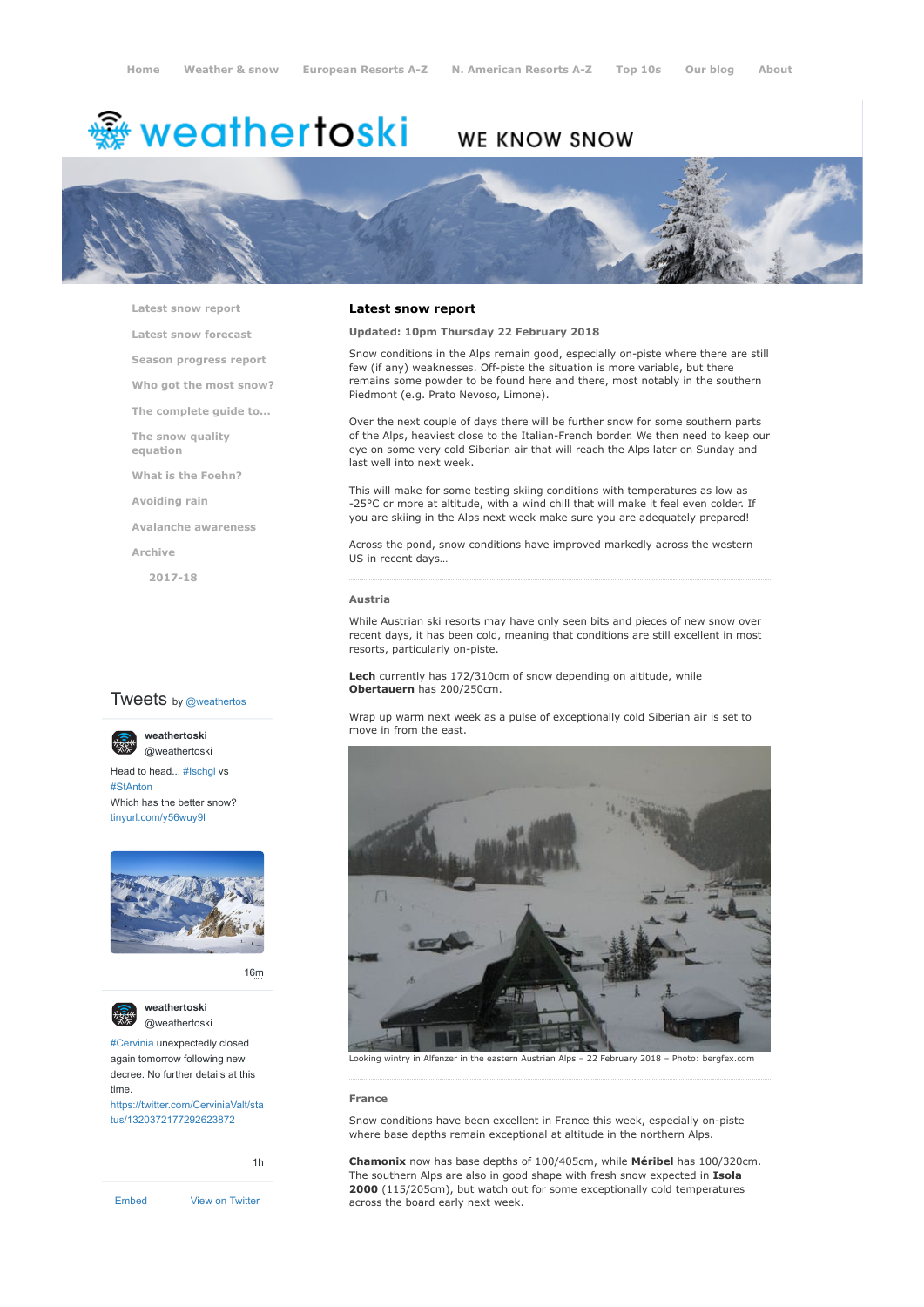Home | Weather & snow | European Resorts A-Z | N. American Resorts A-Z | Top 10s | Our blog | About

# weathertoski

WE KNOW SNOW

- Latest snow report
- Latest snow forecast
- Season progress report
- Who got the most snow?
- The complete guide to...
- The snow quality equation
- What is the Foehn?
- Avoiding rain
- Avalanche awareness
- Archive
  - 2017-18

## Latest snow report

**Updated: 10pm Thursday 22 February 2018**

Snow conditions in the Alps remain good, especially on-piste where there are still few (if any) weaknesses. Off-piste the situation is more variable, but there remains some powder to be found here and there, most notably in the southern Piedmont (e.g. Prato Nevoso, Limone).

Over the next couple of days there will be further snow for some southern parts of the Alps, heaviest close to the Italian-French border. We then need to keep our eye on some very cold Siberian air that will reach the Alps later on Sunday and last well into next week.

This will make for some testing skiing conditions with temperatures as low as -25°C or more at altitude, with a wind chill that will make it feel even colder. If you are skiing in the Alps next week make sure you are adequately prepared!

Across the pond, snow conditions have improved markedly across the western US in recent days…

### Austria

While Austrian ski resorts may have only seen bits and pieces of new snow over recent days, it has been cold, meaning that conditions are still excellent in most resorts, particularly on-piste.

**Lech** currently has 172/310cm of snow depending on altitude, while **Obertauern** has 200/250cm.

Wrap up warm next week as a pulse of exceptionally cold Siberian air is set to move in from the east.

Looking wintry in Alfenzer in the eastern Austrian Alps – 22 February 2018 – Photo: bergfex.com

### France

Snow conditions have been excellent in France this week, especially on-piste where base depths remain exceptional at altitude in the northern Alps.

**Chamonix** now has base depths of 100/405cm, while **Méribel** has 100/320cm. The southern Alps are also in good shape with fresh snow expected in **Isola 2000** (115/205cm), but watch out for some exceptionally cold temperatures across the board early next week.

Tweets by @weathertos

weathertoski @weathertoski

Head to head... #Ischgl vs #StAnton
Which has the better snow?
tinyurl.com/y56wuy9l

16m

weathertoski @weathertoski

#Cervinia unexpectedly closed again tomorrow following new decree. No further details at this time.
https://twitter.com/CerviniaValt/status/1320372177292623872

1h

Embed | View on Twitter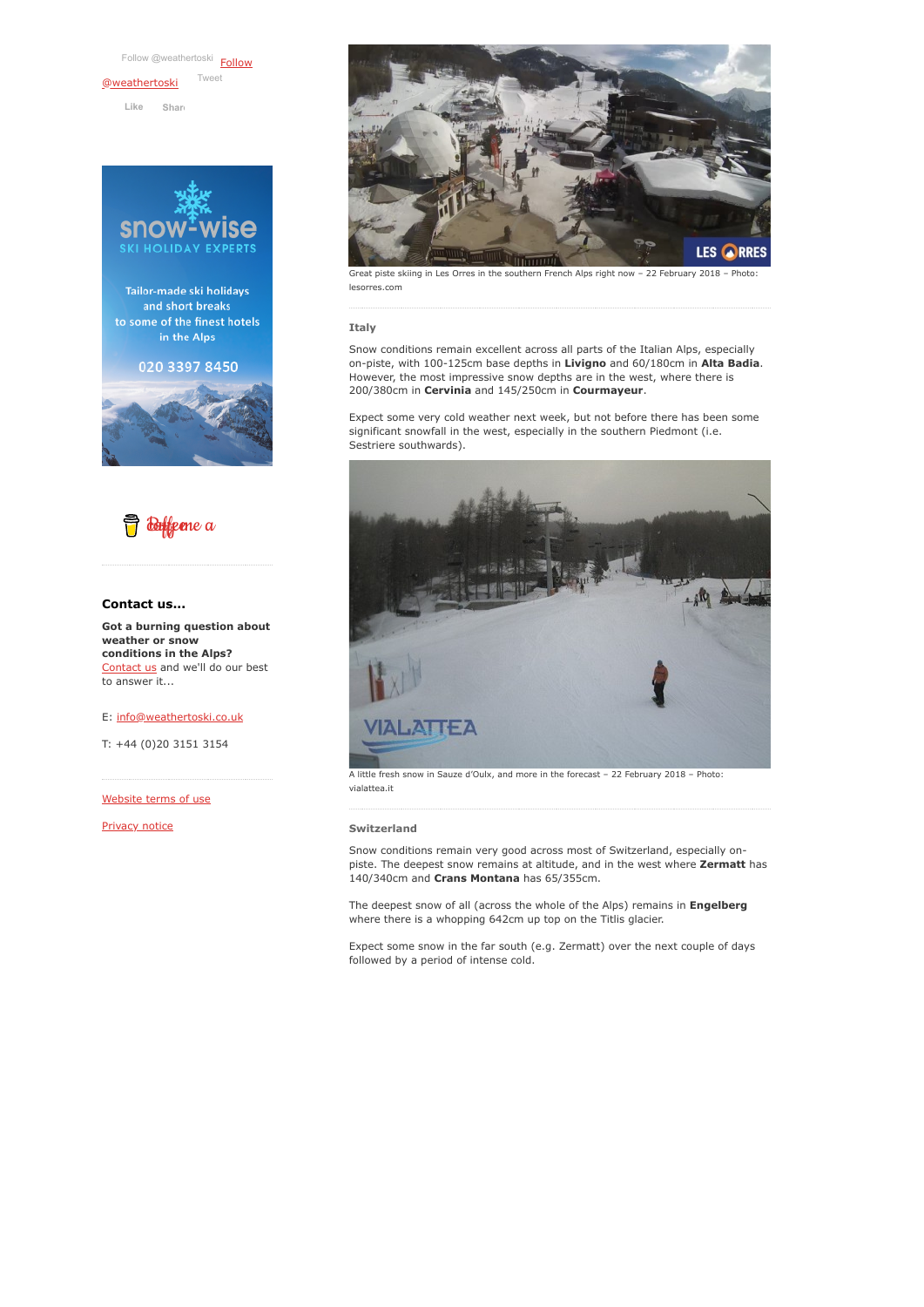Great piste skiing in Les Orres in the southern French Alps right now – 22 February 2018 – Photo: lesorres.com

### Italy

Snow conditions remain excellent across all parts of the Italian Alps, especially on-piste, with 100-125cm base depths in **Livigno** and 60/180cm in **Alta Badia**. However, the most impressive snow depths are in the west, where there is 200/380cm in **Cervinia** and 145/250cm in **Courmayeur**.

Expect some very cold weather next week, but not before there has been some significant snowfall in the west, especially in the southern Piedmont (i.e. Sestriere southwards).

A little fresh snow in Sauze d'Oulx, and more in the forecast – 22 February 2018 – Photo: vialattea.it

### Switzerland

Snow conditions remain very good across most of Switzerland, especially on-piste. The deepest snow remains at altitude, and in the west where **Zermatt** has 140/340cm and **Crans Montana** has 65/355cm.

The deepest snow of all (across the whole of the Alps) remains in **Engelberg** where there is a whopping 642cm up top on the Titlis glacier.

Expect some snow in the far south (e.g. Zermatt) over the next couple of days followed by a period of intense cold.

Follow @weathertoski Follow @weathertoski Tweet

Like Share

snow-wise SKI HOLIDAY EXPERTS

Tailor-made ski holidays and short breaks to some of the finest hotels in the Alps

020 3397 8450

Buy me a coffee

**Contact us...**

**Got a burning question about weather or snow conditions in the Alps?** Contact us and we'll do our best to answer it...

E: info@weathertoski.co.uk

T: +44 (0)20 3151 3154

Website terms of use

Privacy notice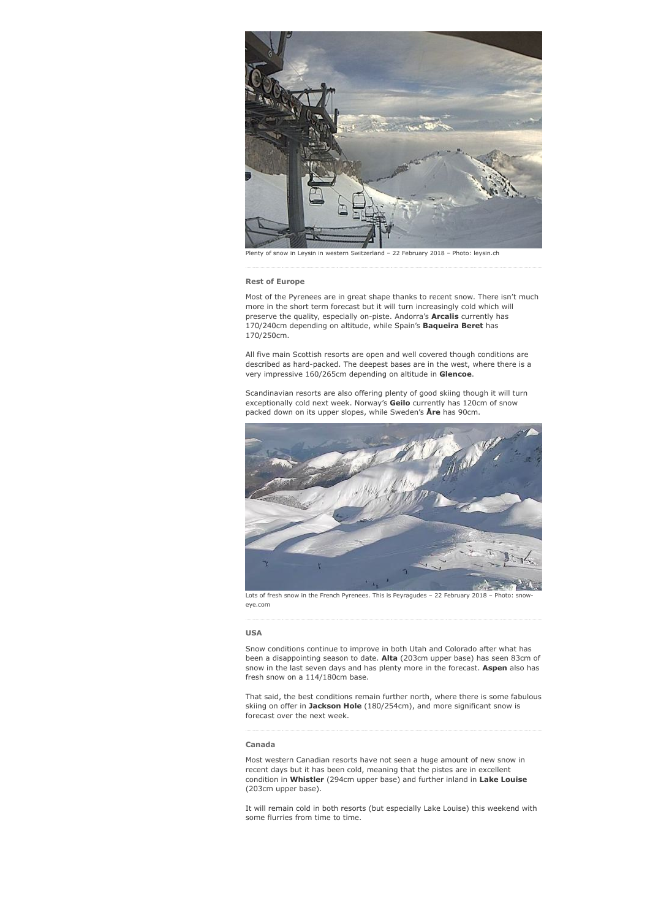Plenty of snow in Leysin in western Switzerland – 22 February 2018 – Photo: leysin.ch

### Rest of Europe

Most of the Pyrenees are in great shape thanks to recent snow. There isn't much more in the short term forecast but it will turn increasingly cold which will preserve the quality, especially on-piste. Andorra's **Arcalis** currently has 170/240cm depending on altitude, while Spain's **Baqueira Beret** has 170/250cm.

All five main Scottish resorts are open and well covered though conditions are described as hard-packed. The deepest bases are in the west, where there is a very impressive 160/265cm depending on altitude in **Glencoe**.

Scandinavian resorts are also offering plenty of good skiing though it will turn exceptionally cold next week. Norway's **Geilo** currently has 120cm of snow packed down on its upper slopes, while Sweden's **Åre** has 90cm.

Lots of fresh snow in the French Pyrenees. This is Peyragudes – 22 February 2018 – Photo: snow-eye.com

### USA

Snow conditions continue to improve in both Utah and Colorado after what has been a disappointing season to date. **Alta** (203cm upper base) has seen 83cm of snow in the last seven days and has plenty more in the forecast. **Aspen** also has fresh snow on a 114/180cm base.

That said, the best conditions remain further north, where there is some fabulous skiing on offer in **Jackson Hole** (180/254cm), and more significant snow is forecast over the next week.

### Canada

Most western Canadian resorts have not seen a huge amount of new snow in recent days but it has been cold, meaning that the pistes are in excellent condition in **Whistler** (294cm upper base) and further inland in **Lake Louise** (203cm upper base).

It will remain cold in both resorts (but especially Lake Louise) this weekend with some flurries from time to time.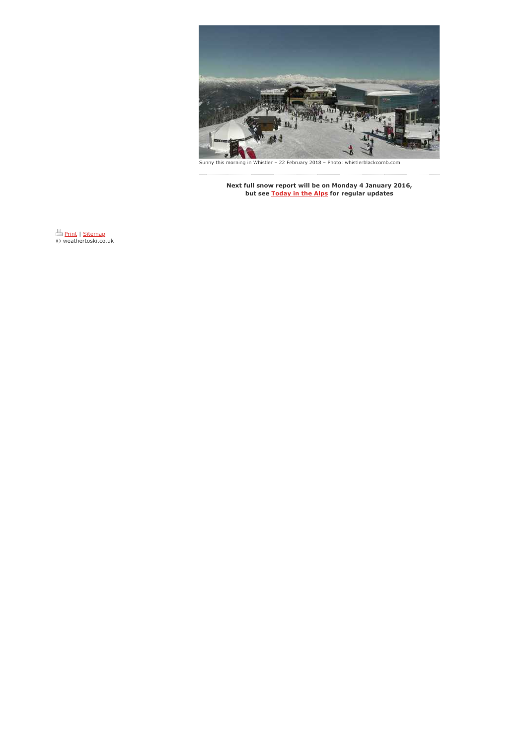Sunny this morning in Whistler – 22 February 2018 – Photo: whistlerblackcomb.com

**Next full snow report will be on Monday 4 January 2016,**
**but see Today in the Alps for regular updates**

Print | Sitemap
© weathertoski.co.uk